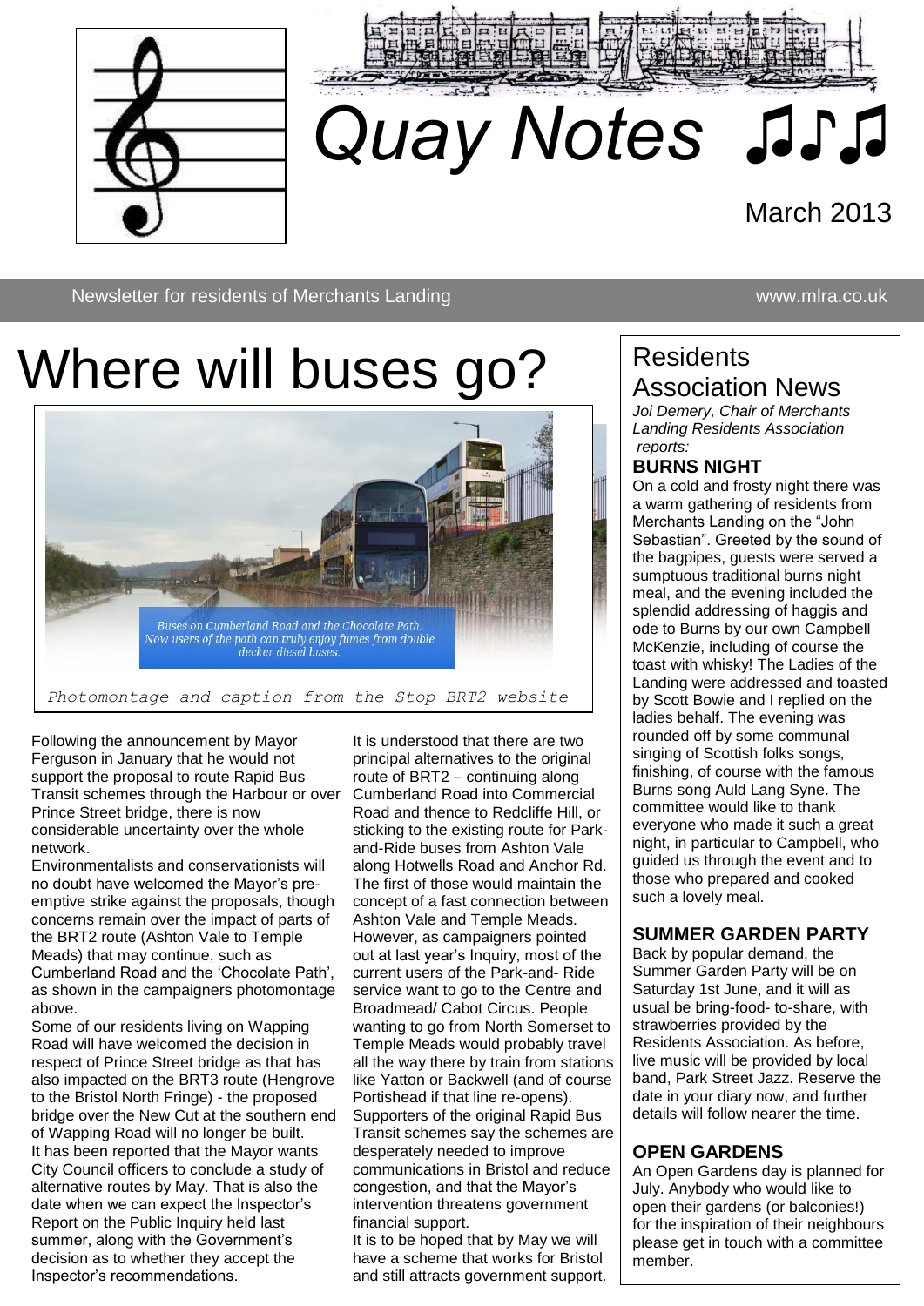# Quay Notes ♫♪♫

March 2013

Newsletter for residents of Merchants Landing www.mlra.co.uk

# Where will buses go?

Buses on Cumberland Road and the Chocolate Path. Now users of the path can truly enjoy fumes from double decker diesel buses.

*Photomontage and caption from the Stop BRT2 website*

Following the announcement by Mayor Ferguson in January that he would not support the proposal to route Rapid Bus Transit schemes through the Harbour or over Prince Street bridge, there is now considerable uncertainty over the whole network.

Environmentalists and conservationists will no doubt have welcomed the Mayor's pre-emptive strike against the proposals, though concerns remain over the impact of parts of the BRT2 route (Ashton Vale to Temple Meads) that may continue, such as Cumberland Road and the 'Chocolate Path', as shown in the campaigners photomontage above.

Some of our residents living on Wapping Road will have welcomed the decision in respect of Prince Street bridge as that has also impacted on the BRT3 route (Hengrove to the Bristol North Fringe) - the proposed bridge over the New Cut at the southern end of Wapping Road will no longer be built.

It has been reported that the Mayor wants City Council officers to conclude a study of alternative routes by May. That is also the date when we can expect the Inspector's Report on the Public Inquiry held last summer, along with the Government's decision as to whether they accept the Inspector's recommendations.

It is understood that there are two principal alternatives to the original route of BRT2 – continuing along Cumberland Road into Commercial Road and thence to Redcliffe Hill, or sticking to the existing route for Park-and-Ride buses from Ashton Vale along Hotwells Road and Anchor Rd. The first of those would maintain the concept of a fast connection between Ashton Vale and Temple Meads. However, as campaigners pointed out at last year's Inquiry, most of the current users of the Park-and- Ride service want to go to the Centre and Broadmead/ Cabot Circus. People wanting to go from North Somerset to Temple Meads would probably travel all the way there by train from stations like Yatton or Backwell (and of course Portishead if that line re-opens).

Supporters of the original Rapid Bus Transit schemes say the schemes are desperately needed to improve communications in Bristol and reduce congestion, and that the Mayor's intervention threatens government financial support.

It is to be hoped that by May we will have a scheme that works for Bristol and still attracts government support.

## Residents Association News

*Joi Demery, Chair of Merchants Landing Residents Association reports:*

### BURNS NIGHT

On a cold and frosty night there was a warm gathering of residents from Merchants Landing on the "John Sebastian". Greeted by the sound of the bagpipes, guests were served a sumptuous traditional burns night meal, and the evening included the splendid addressing of haggis and ode to Burns by our own Campbell McKenzie, including of course the toast with whisky! The Ladies of the Landing were addressed and toasted by Scott Bowie and I replied on the ladies behalf. The evening was rounded off by some communal singing of Scottish folks songs, finishing, of course with the famous Burns song Auld Lang Syne. The committee would like to thank everyone who made it such a great night, in particular to Campbell, who guided us through the event and to those who prepared and cooked such a lovely meal.

### SUMMER GARDEN PARTY

Back by popular demand, the Summer Garden Party will be on Saturday 1st June, and it will as usual be bring-food- to-share, with strawberries provided by the Residents Association. As before, live music will be provided by local band, Park Street Jazz. Reserve the date in your diary now, and further details will follow nearer the time.

### OPEN GARDENS

An Open Gardens day is planned for July. Anybody who would like to open their gardens (or balconies!) for the inspiration of their neighbours please get in touch with a committee member.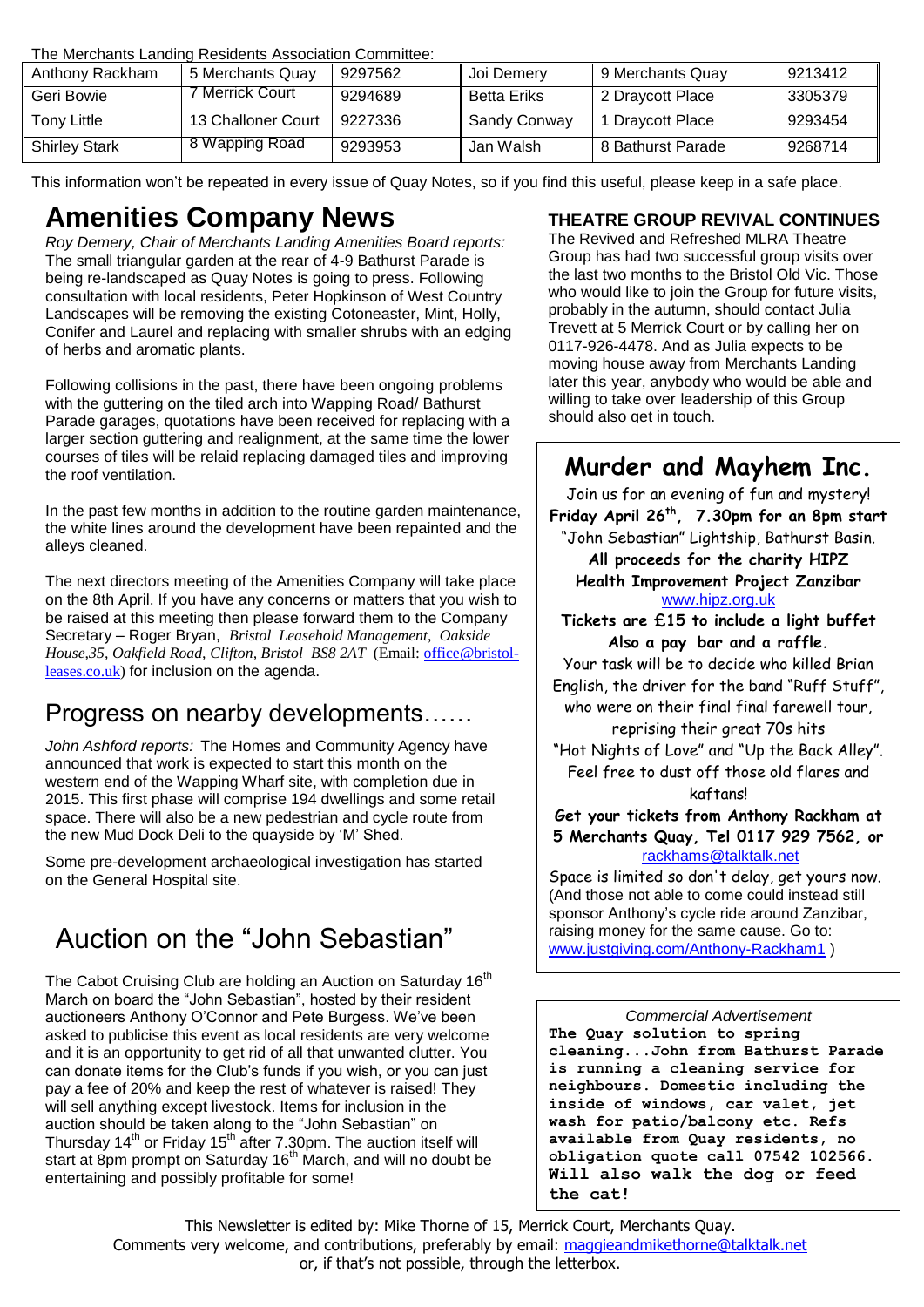The Merchants Landing Residents Association Committee:

| | | | | | |
|---|---|---|---|---|---|
| Anthony Rackham | 5 Merchants Quay | 9297562 | Joi Demery | 9 Merchants Quay | 9213412 |
| Geri Bowie | 7 Merrick Court | 9294689 | Betta Eriks | 2 Draycott Place | 3305379 |
| Tony Little | 13 Challoner Court | 9227336 | Sandy Conway | 1 Draycott Place | 9293454 |
| Shirley Stark | 8 Wapping Road | 9293953 | Jan Walsh | 8 Bathurst Parade | 9268714 |

This information won't be repeated in every issue of Quay Notes, so if you find this useful, please keep in a safe place.

# Amenities Company News

*Roy Demery, Chair of Merchants Landing Amenities Board reports:* The small triangular garden at the rear of 4-9 Bathurst Parade is being re-landscaped as Quay Notes is going to press. Following consultation with local residents, Peter Hopkinson of West Country Landscapes will be removing the existing Cotoneaster, Mint, Holly, Conifer and Laurel and replacing with smaller shrubs with an edging of herbs and aromatic plants.

Following collisions in the past, there have been ongoing problems with the guttering on the tiled arch into Wapping Road/ Bathurst Parade garages, quotations have been received for replacing with a larger section guttering and realignment, at the same time the lower courses of tiles will be relaid replacing damaged tiles and improving the roof ventilation.

In the past few months in addition to the routine garden maintenance, the white lines around the development have been repainted and the alleys cleaned.

The next directors meeting of the Amenities Company will take place on the 8th April. If you have any concerns or matters that you wish to be raised at this meeting then please forward them to the Company Secretary – Roger Bryan, *Bristol Leasehold Management, Oakside House,35, Oakfield Road, Clifton, Bristol BS8 2AT* (Email: office@bristol-leases.co.uk) for inclusion on the agenda.

## Progress on nearby developments……

*John Ashford reports:* The Homes and Community Agency have announced that work is expected to start this month on the western end of the Wapping Wharf site, with completion due in 2015. This first phase will comprise 194 dwellings and some retail space. There will also be a new pedestrian and cycle route from the new Mud Dock Deli to the quayside by 'M' Shed.

Some pre-development archaeological investigation has started on the General Hospital site.

## Auction on the "John Sebastian"

The Cabot Cruising Club are holding an Auction on Saturday 16th March on board the "John Sebastian", hosted by their resident auctioneers Anthony O'Connor and Pete Burgess. We've been asked to publicise this event as local residents are very welcome and it is an opportunity to get rid of all that unwanted clutter. You can donate items for the Club's funds if you wish, or you can just pay a fee of 20% and keep the rest of whatever is raised! They will sell anything except livestock. Items for inclusion in the auction should be taken along to the "John Sebastian" on Thursday 14th or Friday 15th after 7.30pm. The auction itself will start at 8pm prompt on Saturday 16th March, and will no doubt be entertaining and possibly profitable for some!

### THEATRE GROUP REVIVAL CONTINUES

The Revived and Refreshed MLRA Theatre Group has had two successful group visits over the last two months to the Bristol Old Vic. Those who would like to join the Group for future visits, probably in the autumn, should contact Julia Trevett at 5 Merrick Court or by calling her on 0117-926-4478. And as Julia expects to be moving house away from Merchants Landing later this year, anybody who would be able and willing to take over leadership of this Group should also get in touch.

## Murder and Mayhem Inc.

Join us for an evening of fun and mystery!

**Friday April 26th, 7.30pm for an 8pm start**

"John Sebastian" Lightship, Bathurst Basin.

**All proceeds for the charity HIPZ**

**Health Improvement Project Zanzibar**

www.hipz.org.uk

**Tickets are £15 to include a light buffet**

**Also a pay bar and a raffle.**

Your task will be to decide who killed Brian English, the driver for the band "Ruff Stuff", who were on their final final farewell tour, reprising their great 70s hits "Hot Nights of Love" and "Up the Back Alley".

Feel free to dust off those old flares and kaftans!

**Get your tickets from Anthony Rackham at 5 Merchants Quay, Tel 0117 929 7562, or** rackhams@talktalk.net

Space is limited so don't delay, get yours now. (And those not able to come could instead still sponsor Anthony's cycle ride around Zanzibar, raising money for the same cause. Go to: www.justgiving.com/Anthony-Rackham1 )

*Commercial Advertisement*

**The Quay solution to spring cleaning...John from Bathurst Parade is running a cleaning service for neighbours. Domestic including the inside of windows, car valet, jet wash for patio/balcony etc. Refs available from Quay residents, no obligation quote call 07542 102566. Will also walk the dog or feed the cat!**

This Newsletter is edited by: Mike Thorne of 15, Merrick Court, Merchants Quay.
Comments very welcome, and contributions, preferably by email: maggieandmikethorne@talktalk.net
or, if that's not possible, through the letterbox.